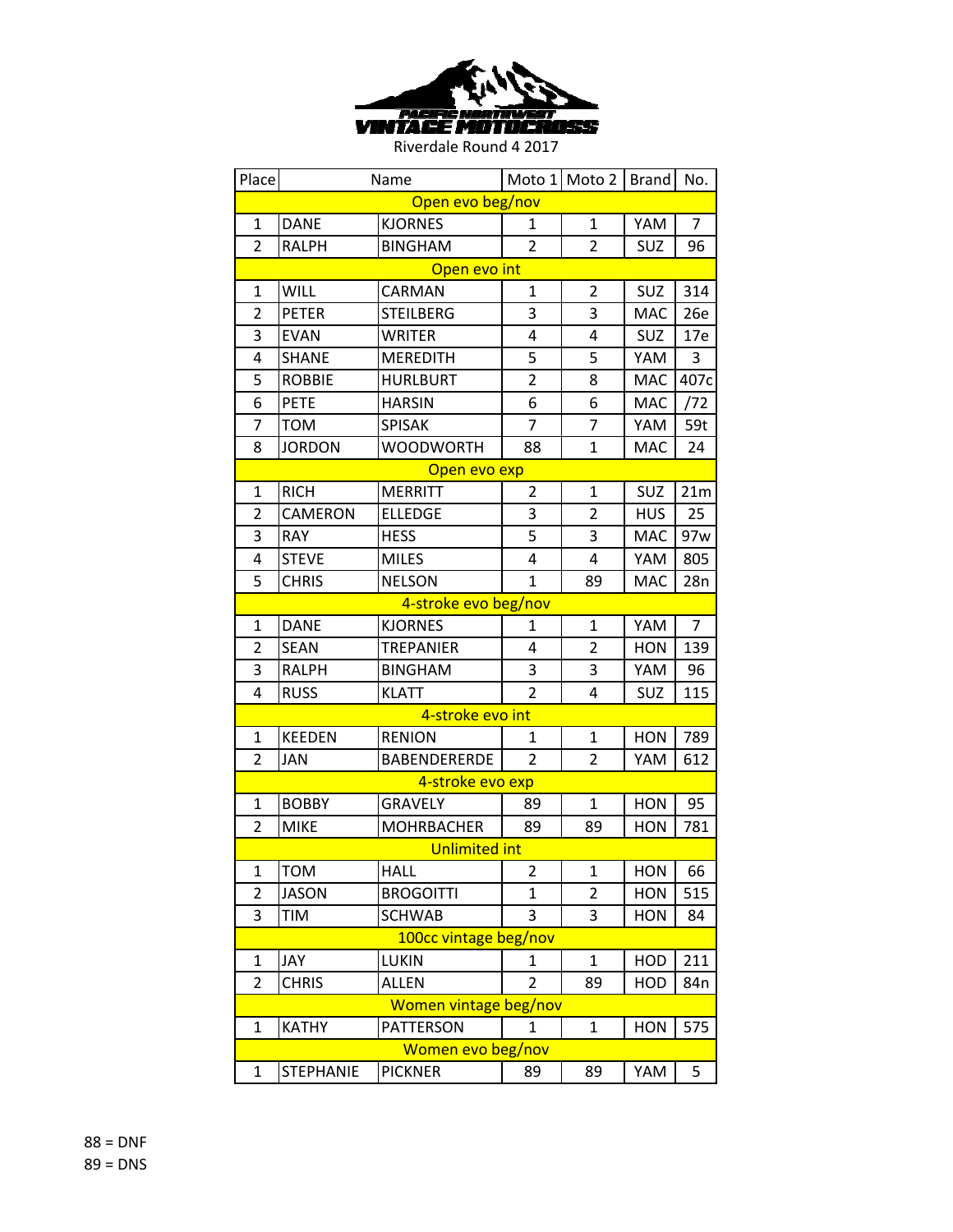PACIFIC NORTHWEST VINTAGE MOTOCROSS

Riverdale Round 4 2017

| Place | Name | | Moto 1 | Moto 2 | Brand | No. |
|---|---|---|---|---|---|---|
| **Open evo beg/nov** | | | | | | |
| 1 | DANE | KJORNES | 1 | 1 | YAM | 7 |
| 2 | RALPH | BINGHAM | 2 | 2 | SUZ | 96 |
| **Open evo int** | | | | | | |
| 1 | WILL | CARMAN | 1 | 2 | SUZ | 314 |
| 2 | PETER | STEILBERG | 3 | 3 | MAC | 26e |
| 3 | EVAN | WRITER | 4 | 4 | SUZ | 17e |
| 4 | SHANE | MEREDITH | 5 | 5 | YAM | 3 |
| 5 | ROBBIE | HURLBURT | 2 | 8 | MAC | 407c |
| 6 | PETE | HARSIN | 6 | 6 | MAC | /72 |
| 7 | TOM | SPISAK | 7 | 7 | YAM | 59t |
| 8 | JORDON | WOODWORTH | 88 | 1 | MAC | 24 |
| **Open evo exp** | | | | | | |
| 1 | RICH | MERRITT | 2 | 1 | SUZ | 21m |
| 2 | CAMERON | ELLEDGE | 3 | 2 | HUS | 25 |
| 3 | RAY | HESS | 5 | 3 | MAC | 97w |
| 4 | STEVE | MILES | 4 | 4 | YAM | 805 |
| 5 | CHRIS | NELSON | 1 | 89 | MAC | 28n |
| **4-stroke evo beg/nov** | | | | | | |
| 1 | DANE | KJORNES | 1 | 1 | YAM | 7 |
| 2 | SEAN | TREPANIER | 4 | 2 | HON | 139 |
| 3 | RALPH | BINGHAM | 3 | 3 | YAM | 96 |
| 4 | RUSS | KLATT | 2 | 4 | SUZ | 115 |
| **4-stroke evo int** | | | | | | |
| 1 | KEEDEN | RENION | 1 | 1 | HON | 789 |
| 2 | JAN | BABENDERERDE | 2 | 2 | YAM | 612 |
| **4-stroke evo exp** | | | | | | |
| 1 | BOBBY | GRAVELY | 89 | 1 | HON | 95 |
| 2 | MIKE | MOHRBACHER | 89 | 89 | HON | 781 |
| **Unlimited int** | | | | | | |
| 1 | TOM | HALL | 2 | 1 | HON | 66 |
| 2 | JASON | BROGOITTI | 1 | 2 | HON | 515 |
| 3 | TIM | SCHWAB | 3 | 3 | HON | 84 |
| **100cc vintage beg/nov** | | | | | | |
| 1 | JAY | LUKIN | 1 | 1 | HOD | 211 |
| 2 | CHRIS | ALLEN | 2 | 89 | HOD | 84n |
| **Women vintage beg/nov** | | | | | | |
| 1 | KATHY | PATTERSON | 1 | 1 | HON | 575 |
| **Women evo beg/nov** | | | | | | |
| 1 | STEPHANIE | PICKNER | 89 | 89 | YAM | 5 |

88 = DNF

89 = DNS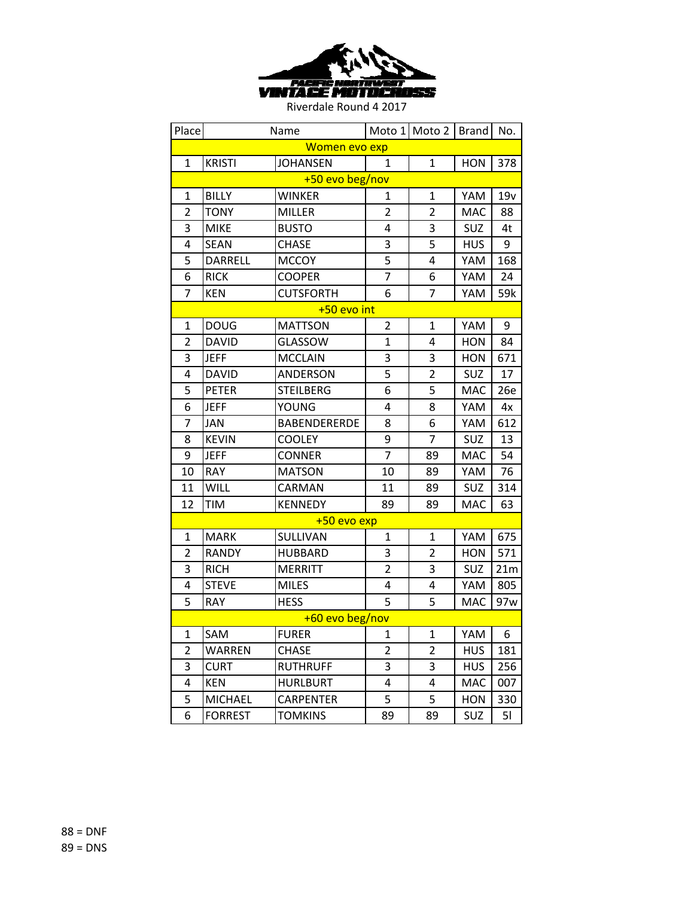PACIFIC NORTHWEST VINTAGE MOTOCROSS

Riverdale Round 4 2017

| Place | Name | | Moto 1 | Moto 2 | Brand | No. |
|---|---|---|---|---|---|---|
| Women evo exp | | | | | | |
| 1 | KRISTI | JOHANSEN | 1 | 1 | HON | 378 |
| +50 evo beg/nov | | | | | | |
| 1 | BILLY | WINKER | 1 | 1 | YAM | 19v |
| 2 | TONY | MILLER | 2 | 2 | MAC | 88 |
| 3 | MIKE | BUSTO | 4 | 3 | SUZ | 4t |
| 4 | SEAN | CHASE | 3 | 5 | HUS | 9 |
| 5 | DARRELL | MCCOY | 5 | 4 | YAM | 168 |
| 6 | RICK | COOPER | 7 | 6 | YAM | 24 |
| 7 | KEN | CUTSFORTH | 6 | 7 | YAM | 59k |
| +50 evo int | | | | | | |
| 1 | DOUG | MATTSON | 2 | 1 | YAM | 9 |
| 2 | DAVID | GLASSOW | 1 | 4 | HON | 84 |
| 3 | JEFF | MCCLAIN | 3 | 3 | HON | 671 |
| 4 | DAVID | ANDERSON | 5 | 2 | SUZ | 17 |
| 5 | PETER | STEILBERG | 6 | 5 | MAC | 26e |
| 6 | JEFF | YOUNG | 4 | 8 | YAM | 4x |
| 7 | JAN | BABENDERERDE | 8 | 6 | YAM | 612 |
| 8 | KEVIN | COOLEY | 9 | 7 | SUZ | 13 |
| 9 | JEFF | CONNER | 7 | 89 | MAC | 54 |
| 10 | RAY | MATSON | 10 | 89 | YAM | 76 |
| 11 | WILL | CARMAN | 11 | 89 | SUZ | 314 |
| 12 | TIM | KENNEDY | 89 | 89 | MAC | 63 |
| +50 evo exp | | | | | | |
| 1 | MARK | SULLIVAN | 1 | 1 | YAM | 675 |
| 2 | RANDY | HUBBARD | 3 | 2 | HON | 571 |
| 3 | RICH | MERRITT | 2 | 3 | SUZ | 21m |
| 4 | STEVE | MILES | 4 | 4 | YAM | 805 |
| 5 | RAY | HESS | 5 | 5 | MAC | 97w |
| +60 evo beg/nov | | | | | | |
| 1 | SAM | FURER | 1 | 1 | YAM | 6 |
| 2 | WARREN | CHASE | 2 | 2 | HUS | 181 |
| 3 | CURT | RUTHRUFF | 3 | 3 | HUS | 256 |
| 4 | KEN | HURLBURT | 4 | 4 | MAC | 007 |
| 5 | MICHAEL | CARPENTER | 5 | 5 | HON | 330 |
| 6 | FORREST | TOMKINS | 89 | 89 | SUZ | 5l |

88 = DNF

89 = DNS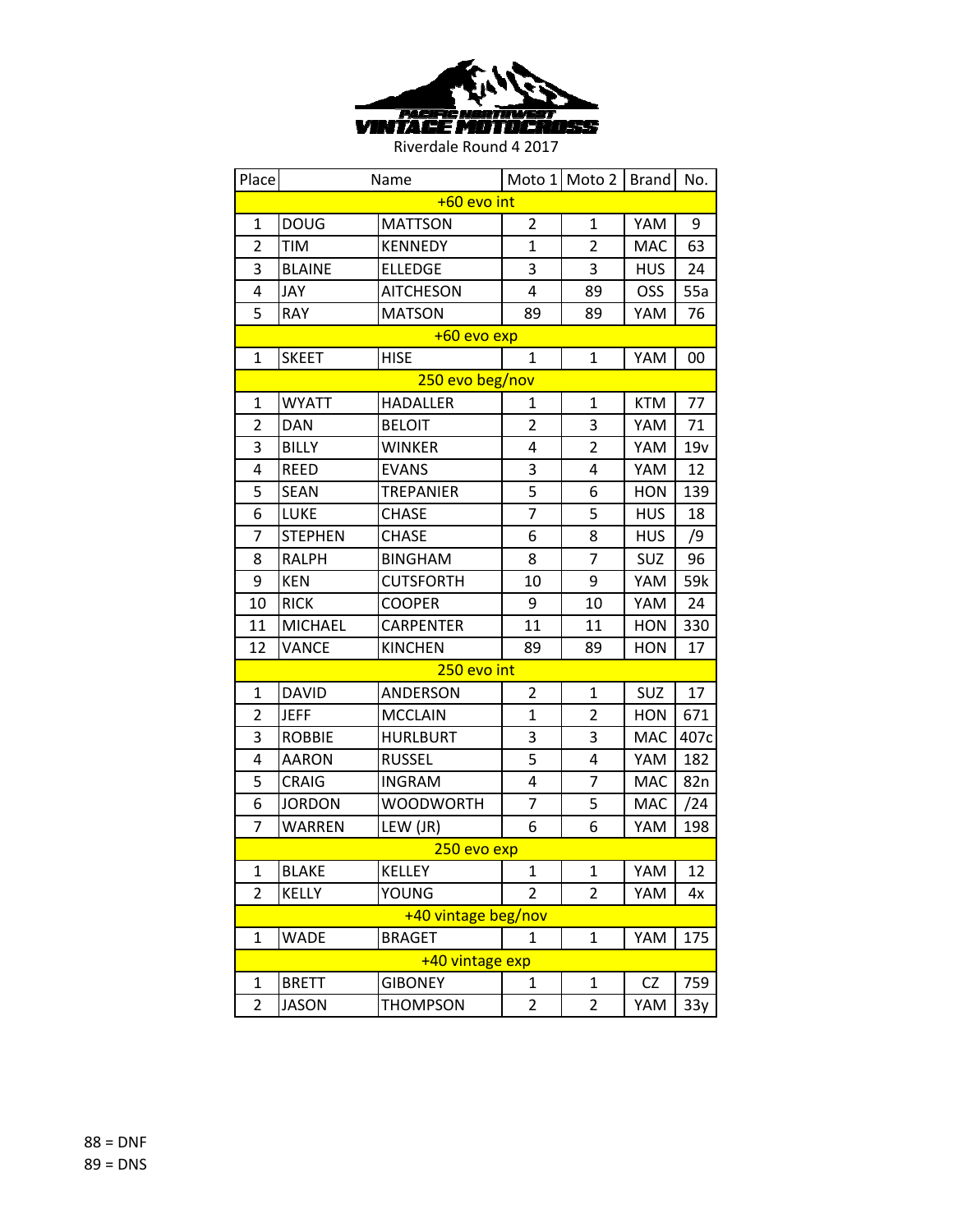PACIFIC NORTHWEST VINTAGE MOTOCROSS

Riverdale Round 4 2017

| Place | Name | | Moto 1 | Moto 2 | Brand | No. |
|---|---|---|---|---|---|---|
| +60 evo int | | | | | | |
| 1 | DOUG | MATTSON | 2 | 1 | YAM | 9 |
| 2 | TIM | KENNEDY | 1 | 2 | MAC | 63 |
| 3 | BLAINE | ELLEDGE | 3 | 3 | HUS | 24 |
| 4 | JAY | AITCHESON | 4 | 89 | OSS | 55a |
| 5 | RAY | MATSON | 89 | 89 | YAM | 76 |
| +60 evo exp | | | | | | |
| 1 | SKEET | HISE | 1 | 1 | YAM | 00 |
| 250 evo beg/nov | | | | | | |
| 1 | WYATT | HADALLER | 1 | 1 | KTM | 77 |
| 2 | DAN | BELOIT | 2 | 3 | YAM | 71 |
| 3 | BILLY | WINKER | 4 | 2 | YAM | 19v |
| 4 | REED | EVANS | 3 | 4 | YAM | 12 |
| 5 | SEAN | TREPANIER | 5 | 6 | HON | 139 |
| 6 | LUKE | CHASE | 7 | 5 | HUS | 18 |
| 7 | STEPHEN | CHASE | 6 | 8 | HUS | /9 |
| 8 | RALPH | BINGHAM | 8 | 7 | SUZ | 96 |
| 9 | KEN | CUTSFORTH | 10 | 9 | YAM | 59k |
| 10 | RICK | COOPER | 9 | 10 | YAM | 24 |
| 11 | MICHAEL | CARPENTER | 11 | 11 | HON | 330 |
| 12 | VANCE | KINCHEN | 89 | 89 | HON | 17 |
| 250 evo int | | | | | | |
| 1 | DAVID | ANDERSON | 2 | 1 | SUZ | 17 |
| 2 | JEFF | MCCLAIN | 1 | 2 | HON | 671 |
| 3 | ROBBIE | HURLBURT | 3 | 3 | MAC | 407c |
| 4 | AARON | RUSSEL | 5 | 4 | YAM | 182 |
| 5 | CRAIG | INGRAM | 4 | 7 | MAC | 82n |
| 6 | JORDON | WOODWORTH | 7 | 5 | MAC | /24 |
| 7 | WARREN | LEW (JR) | 6 | 6 | YAM | 198 |
| 250 evo exp | | | | | | |
| 1 | BLAKE | KELLEY | 1 | 1 | YAM | 12 |
| 2 | KELLY | YOUNG | 2 | 2 | YAM | 4x |
| +40 vintage beg/nov | | | | | | |
| 1 | WADE | BRAGET | 1 | 1 | YAM | 175 |
| +40 vintage exp | | | | | | |
| 1 | BRETT | GIBONEY | 1 | 1 | CZ | 759 |
| 2 | JASON | THOMPSON | 2 | 2 | YAM | 33y |

88 = DNF
89 = DNS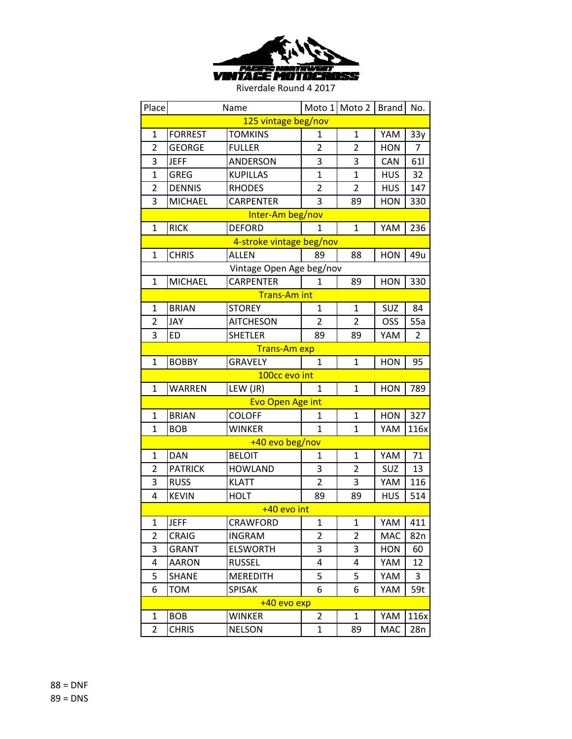PACIFIC NORTHWEST VINTAGE MOTOCROSS

Riverdale Round 4 2017

| Place | Name | | Moto 1 | Moto 2 | Brand | No. |
|---|---|---|---|---|---|---|
| 125 vintage beg/nov | | | | | | |
| 1 | FORREST | TOMKINS | 1 | 1 | YAM | 33y |
| 2 | GEORGE | FULLER | 2 | 2 | HON | 7 |
| 3 | JEFF | ANDERSON | 3 | 3 | CAN | 61l |
| 1 | GREG | KUPILLAS | 1 | 1 | HUS | 32 |
| 2 | DENNIS | RHODES | 2 | 2 | HUS | 147 |
| 3 | MICHAEL | CARPENTER | 3 | 89 | HON | 330 |
| Inter-Am beg/nov | | | | | | |
| 1 | RICK | DEFORD | 1 | 1 | YAM | 236 |
| 4-stroke vintage beg/nov | | | | | | |
| 1 | CHRIS | ALLEN | 89 | 88 | HON | 49u |
| Vintage Open Age beg/nov | | | | | | |
| 1 | MICHAEL | CARPENTER | 1 | 89 | HON | 330 |
| Trans-Am int | | | | | | |
| 1 | BRIAN | STOREY | 1 | 1 | SUZ | 84 |
| 2 | JAY | AITCHESON | 2 | 2 | OSS | 55a |
| 3 | ED | SHETLER | 89 | 89 | YAM | 2 |
| Trans-Am exp | | | | | | |
| 1 | BOBBY | GRAVELY | 1 | 1 | HON | 95 |
| 100cc evo int | | | | | | |
| 1 | WARREN | LEW (JR) | 1 | 1 | HON | 789 |
| Evo Open Age int | | | | | | |
| 1 | BRIAN | COLOFF | 1 | 1 | HON | 327 |
| 1 | BOB | WINKER | 1 | 1 | YAM | 116x |
| +40 evo beg/nov | | | | | | |
| 1 | DAN | BELOIT | 1 | 1 | YAM | 71 |
| 2 | PATRICK | HOWLAND | 3 | 2 | SUZ | 13 |
| 3 | RUSS | KLATT | 2 | 3 | YAM | 116 |
| 4 | KEVIN | HOLT | 89 | 89 | HUS | 514 |
| +40 evo int | | | | | | |
| 1 | JEFF | CRAWFORD | 1 | 1 | YAM | 411 |
| 2 | CRAIG | INGRAM | 2 | 2 | MAC | 82n |
| 3 | GRANT | ELSWORTH | 3 | 3 | HON | 60 |
| 4 | AARON | RUSSEL | 4 | 4 | YAM | 12 |
| 5 | SHANE | MEREDITH | 5 | 5 | YAM | 3 |
| 6 | TOM | SPISAK | 6 | 6 | YAM | 59t |
| +40 evo exp | | | | | | |
| 1 | BOB | WINKER | 2 | 1 | YAM | 116x |
| 2 | CHRIS | NELSON | 1 | 89 | MAC | 28n |

88 = DNF

89 = DNS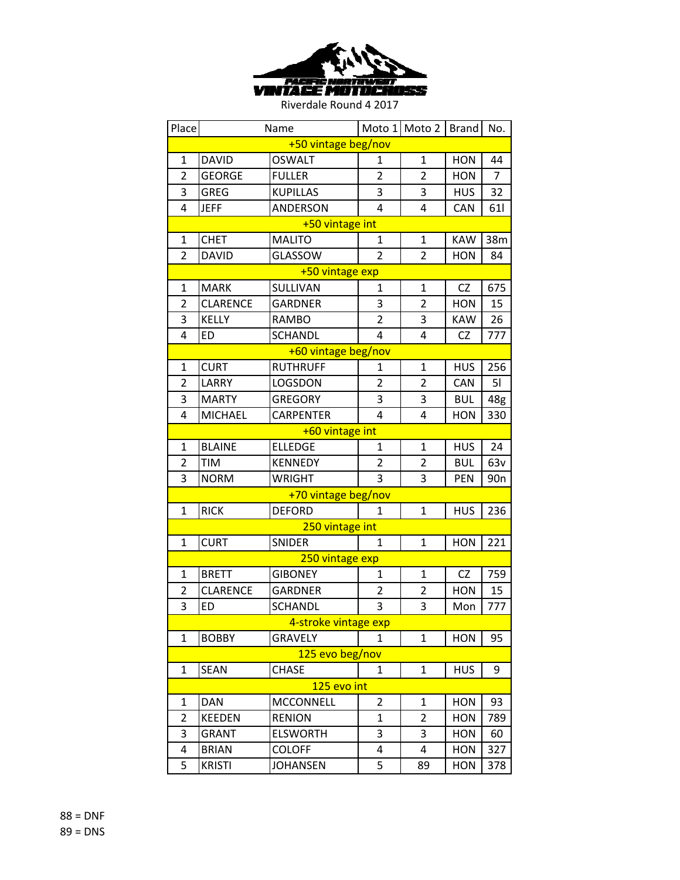PACIFIC NORTHWEST VINTAGE MOTOCROSS

Riverdale Round 4 2017

| Place | Name | | Moto 1 | Moto 2 | Brand | No. |
|---|---|---|---|---|---|---|
| +50 vintage beg/nov | | | | | | |
| 1 | DAVID | OSWALT | 1 | 1 | HON | 44 |
| 2 | GEORGE | FULLER | 2 | 2 | HON | 7 |
| 3 | GREG | KUPILLAS | 3 | 3 | HUS | 32 |
| 4 | JEFF | ANDERSON | 4 | 4 | CAN | 61l |
| +50 vintage int | | | | | | |
| 1 | CHET | MALITO | 1 | 1 | KAW | 38m |
| 2 | DAVID | GLASSOW | 2 | 2 | HON | 84 |
| +50 vintage exp | | | | | | |
| 1 | MARK | SULLIVAN | 1 | 1 | CZ | 675 |
| 2 | CLARENCE | GARDNER | 3 | 2 | HON | 15 |
| 3 | KELLY | RAMBO | 2 | 3 | KAW | 26 |
| 4 | ED | SCHANDL | 4 | 4 | CZ | 777 |
| +60 vintage beg/nov | | | | | | |
| 1 | CURT | RUTHRUFF | 1 | 1 | HUS | 256 |
| 2 | LARRY | LOGSDON | 2 | 2 | CAN | 5l |
| 3 | MARTY | GREGORY | 3 | 3 | BUL | 48g |
| 4 | MICHAEL | CARPENTER | 4 | 4 | HON | 330 |
| +60 vintage int | | | | | | |
| 1 | BLAINE | ELLEDGE | 1 | 1 | HUS | 24 |
| 2 | TIM | KENNEDY | 2 | 2 | BUL | 63v |
| 3 | NORM | WRIGHT | 3 | 3 | PEN | 90n |
| +70 vintage beg/nov | | | | | | |
| 1 | RICK | DEFORD | 1 | 1 | HUS | 236 |
| 250 vintage int | | | | | | |
| 1 | CURT | SNIDER | 1 | 1 | HON | 221 |
| 250 vintage exp | | | | | | |
| 1 | BRETT | GIBONEY | 1 | 1 | CZ | 759 |
| 2 | CLARENCE | GARDNER | 2 | 2 | HON | 15 |
| 3 | ED | SCHANDL | 3 | 3 | Mon | 777 |
| 4-stroke vintage exp | | | | | | |
| 1 | BOBBY | GRAVELY | 1 | 1 | HON | 95 |
| 125 evo beg/nov | | | | | | |
| 1 | SEAN | CHASE | 1 | 1 | HUS | 9 |
| 125 evo int | | | | | | |
| 1 | DAN | MCCONNELL | 2 | 1 | HON | 93 |
| 2 | KEEDEN | RENION | 1 | 2 | HON | 789 |
| 3 | GRANT | ELSWORTH | 3 | 3 | HON | 60 |
| 4 | BRIAN | COLOFF | 4 | 4 | HON | 327 |
| 5 | KRISTI | JOHANSEN | 5 | 89 | HON | 378 |

88 = DNF
89 = DNS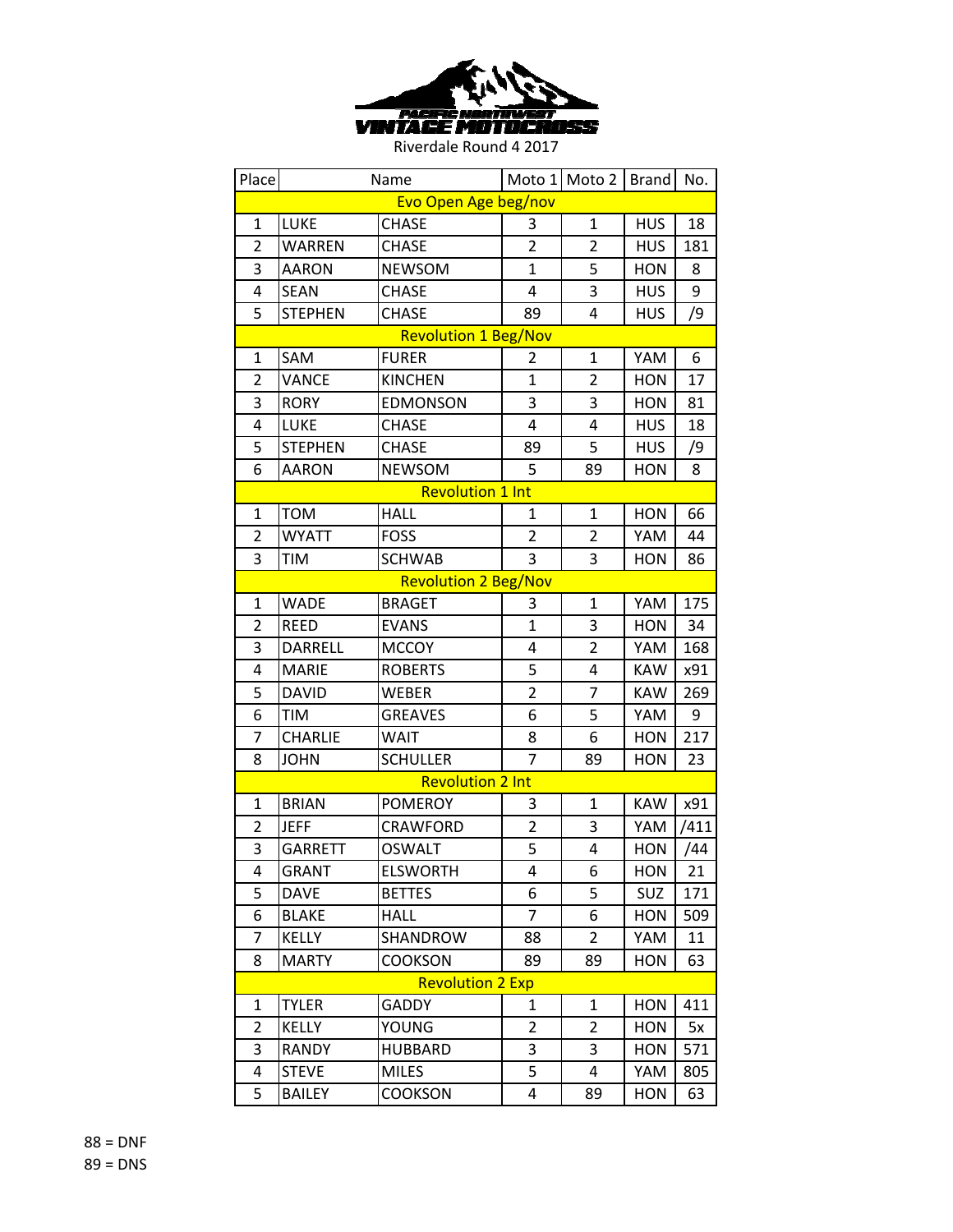PACIFIC NORTHWEST VINTAGE MOTOCROSS

Riverdale Round 4 2017

| Place | Name | | Moto 1 | Moto 2 | Brand | No. |
|---|---|---|---|---|---|---|
| Evo Open Age beg/nov | | | | | | |
| 1 | LUKE | CHASE | 3 | 1 | HUS | 18 |
| 2 | WARREN | CHASE | 2 | 2 | HUS | 181 |
| 3 | AARON | NEWSOM | 1 | 5 | HON | 8 |
| 4 | SEAN | CHASE | 4 | 3 | HUS | 9 |
| 5 | STEPHEN | CHASE | 89 | 4 | HUS | /9 |
| Revolution 1 Beg/Nov | | | | | | |
| 1 | SAM | FURER | 2 | 1 | YAM | 6 |
| 2 | VANCE | KINCHEN | 1 | 2 | HON | 17 |
| 3 | RORY | EDMONSON | 3 | 3 | HON | 81 |
| 4 | LUKE | CHASE | 4 | 4 | HUS | 18 |
| 5 | STEPHEN | CHASE | 89 | 5 | HUS | /9 |
| 6 | AARON | NEWSOM | 5 | 89 | HON | 8 |
| Revolution 1 Int | | | | | | |
| 1 | TOM | HALL | 1 | 1 | HON | 66 |
| 2 | WYATT | FOSS | 2 | 2 | YAM | 44 |
| 3 | TIM | SCHWAB | 3 | 3 | HON | 86 |
| Revolution 2 Beg/Nov | | | | | | |
| 1 | WADE | BRAGET | 3 | 1 | YAM | 175 |
| 2 | REED | EVANS | 1 | 3 | HON | 34 |
| 3 | DARRELL | MCCOY | 4 | 2 | YAM | 168 |
| 4 | MARIE | ROBERTS | 5 | 4 | KAW | x91 |
| 5 | DAVID | WEBER | 2 | 7 | KAW | 269 |
| 6 | TIM | GREAVES | 6 | 5 | YAM | 9 |
| 7 | CHARLIE | WAIT | 8 | 6 | HON | 217 |
| 8 | JOHN | SCHULLER | 7 | 89 | HON | 23 |
| Revolution 2 Int | | | | | | |
| 1 | BRIAN | POMEROY | 3 | 1 | KAW | x91 |
| 2 | JEFF | CRAWFORD | 2 | 3 | YAM | /411 |
| 3 | GARRETT | OSWALT | 5 | 4 | HON | /44 |
| 4 | GRANT | ELSWORTH | 4 | 6 | HON | 21 |
| 5 | DAVE | BETTES | 6 | 5 | SUZ | 171 |
| 6 | BLAKE | HALL | 7 | 6 | HON | 509 |
| 7 | KELLY | SHANDROW | 88 | 2 | YAM | 11 |
| 8 | MARTY | COOKSON | 89 | 89 | HON | 63 |
| Revolution 2 Exp | | | | | | |
| 1 | TYLER | GADDY | 1 | 1 | HON | 411 |
| 2 | KELLY | YOUNG | 2 | 2 | HON | 5x |
| 3 | RANDY | HUBBARD | 3 | 3 | HON | 571 |
| 4 | STEVE | MILES | 5 | 4 | YAM | 805 |
| 5 | BAILEY | COOKSON | 4 | 89 | HON | 63 |

88 = DNF

89 = DNS